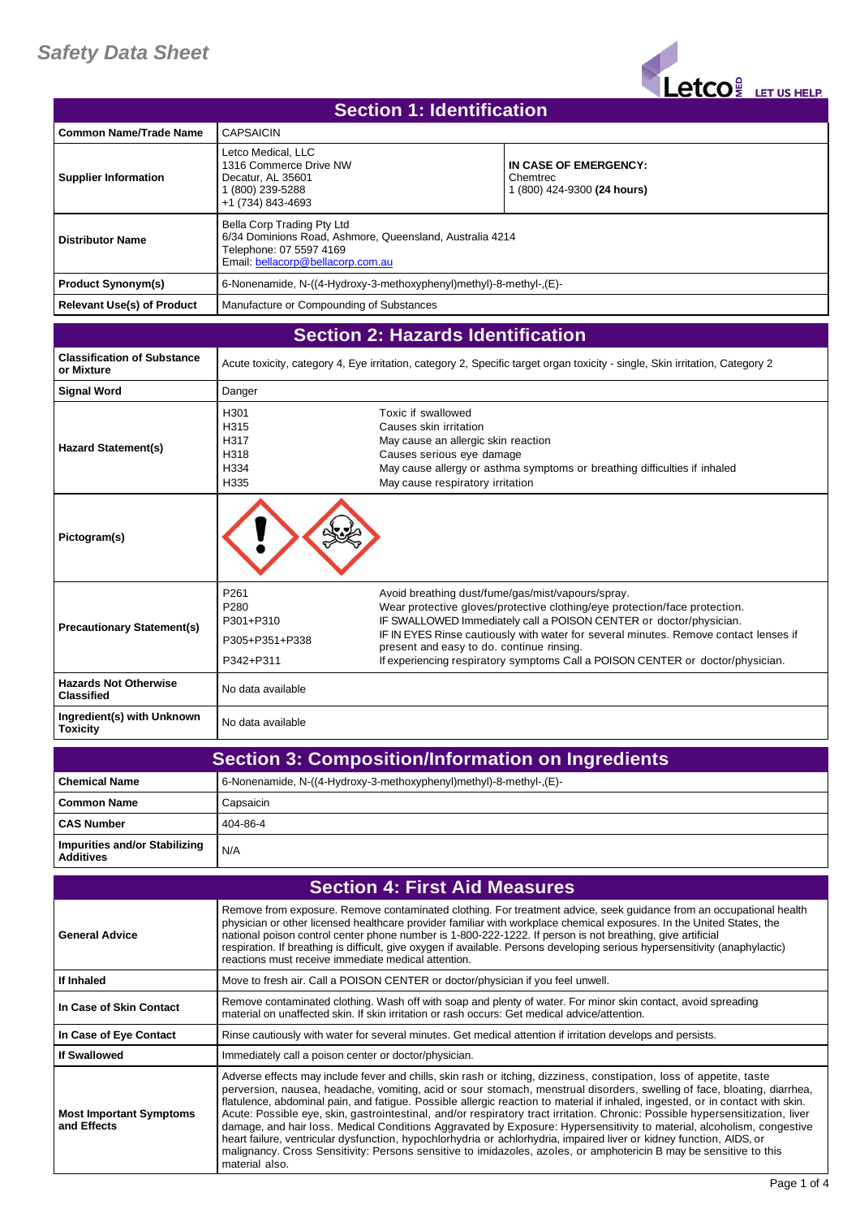# Safety Data Sheet

Letco MED LET US HELP.

## Section 1: Identification

| | | |
|---|---|---|
| **Common Name/Trade Name** | CAPSAICIN | |
| **Supplier Information** | Letco Medical, LLC<br>1316 Commerce Drive NW<br>Decatur, AL 35601<br>1 (800) 239-5288<br>+1 (734) 843-4693 | **IN CASE OF EMERGENCY:**<br>Chemtrec<br>1 (800) 424-9300 **(24 hours)** |
| **Distributor Name** | Bella Corp Trading Pty Ltd<br>6/34 Dominions Road, Ashmore, Queensland, Australia 4214<br>Telephone: 07 5597 4169<br>Email: bellacorp@bellacorp.com.au | |
| **Product Synonym(s)** | 6-Nonenamide, N-((4-Hydroxy-3-methoxyphenyl)methyl)-8-methyl-,(E)- | |
| **Relevant Use(s) of Product** | Manufacture or Compounding of Substances | |

## Section 2: Hazards Identification

| | | |
|---|---|---|
| **Classification of Substance or Mixture** | Acute toxicity, category 4, Eye irritation, category 2, Specific target organ toxicity - single, Skin irritation, Category 2 | |
| **Signal Word** | Danger | |
| **Hazard Statement(s)** | H301<br>H315<br>H317<br>H318<br>H334<br>H335 | Toxic if swallowed<br>Causes skin irritation<br>May cause an allergic skin reaction<br>Causes serious eye damage<br>May cause allergy or asthma symptoms or breathing difficulties if inhaled<br>May cause respiratory irritation |
| **Pictogram(s)** | | |
| **Precautionary Statement(s)** | P261<br>P280<br>P301+P310<br>P305+P351+P338<br>P342+P311 | Avoid breathing dust/fume/gas/mist/vapours/spray.<br>Wear protective gloves/protective clothing/eye protection/face protection.<br>IF SWALLOWED Immediately call a POISON CENTER or doctor/physician.<br>IF IN EYES Rinse cautiously with water for several minutes. Remove contact lenses if present and easy to do. continue rinsing.<br>If experiencing respiratory symptoms Call a POISON CENTER or doctor/physician. |
| **Hazards Not Otherwise Classified** | No data available | |
| **Ingredient(s) with Unknown Toxicity** | No data available | |

## Section 3: Composition/Information on Ingredients

| | |
|---|---|
| **Chemical Name** | 6-Nonenamide, N-((4-Hydroxy-3-methoxyphenyl)methyl)-8-methyl-,(E)- |
| **Common Name** | Capsaicin |
| **CAS Number** | 404-86-4 |
| **Impurities and/or Stabilizing Additives** | N/A |

## Section 4: First Aid Measures

| | |
|---|---|
| **General Advice** | Remove from exposure. Remove contaminated clothing. For treatment advice, seek guidance from an occupational health physician or other licensed healthcare provider familiar with workplace chemical exposures. In the United States, the national poison control center phone number is 1-800-222-1222. If person is not breathing, give artificial respiration. If breathing is difficult, give oxygen if available. Persons developing serious hypersensitivity (anaphylactic) reactions must receive immediate medical attention. |
| **If Inhaled** | Move to fresh air. Call a POISON CENTER or doctor/physician if you feel unwell. |
| **In Case of Skin Contact** | Remove contaminated clothing. Wash off with soap and plenty of water. For minor skin contact, avoid spreading material on unaffected skin. If skin irritation or rash occurs: Get medical advice/attention. |
| **In Case of Eye Contact** | Rinse cautiously with water for several minutes. Get medical attention if irritation develops and persists. |
| **If Swallowed** | Immediately call a poison center or doctor/physician. |
| **Most Important Symptoms and Effects** | Adverse effects may include fever and chills, skin rash or itching, dizziness, constipation, loss of appetite, taste perversion, nausea, headache, vomiting, acid or sour stomach, menstrual disorders, swelling of face, bloating, diarrhea, flatulence, abdominal pain, and fatigue. Possible allergic reaction to material if inhaled, ingested, or in contact with skin. Acute: Possible eye, skin, gastrointestinal, and/or respiratory tract irritation. Chronic: Possible hypersensitization, liver damage, and hair loss. Medical Conditions Aggravated by Exposure: Hypersensitivity to material, alcoholism, congestive heart failure, ventricular dysfunction, hypochlorhydria or achlorhydria, impaired liver or kidney function, AIDS, or malignancy. Cross Sensitivity: Persons sensitive to imidazoles, azoles, or amphotericin B may be sensitive to this material also. |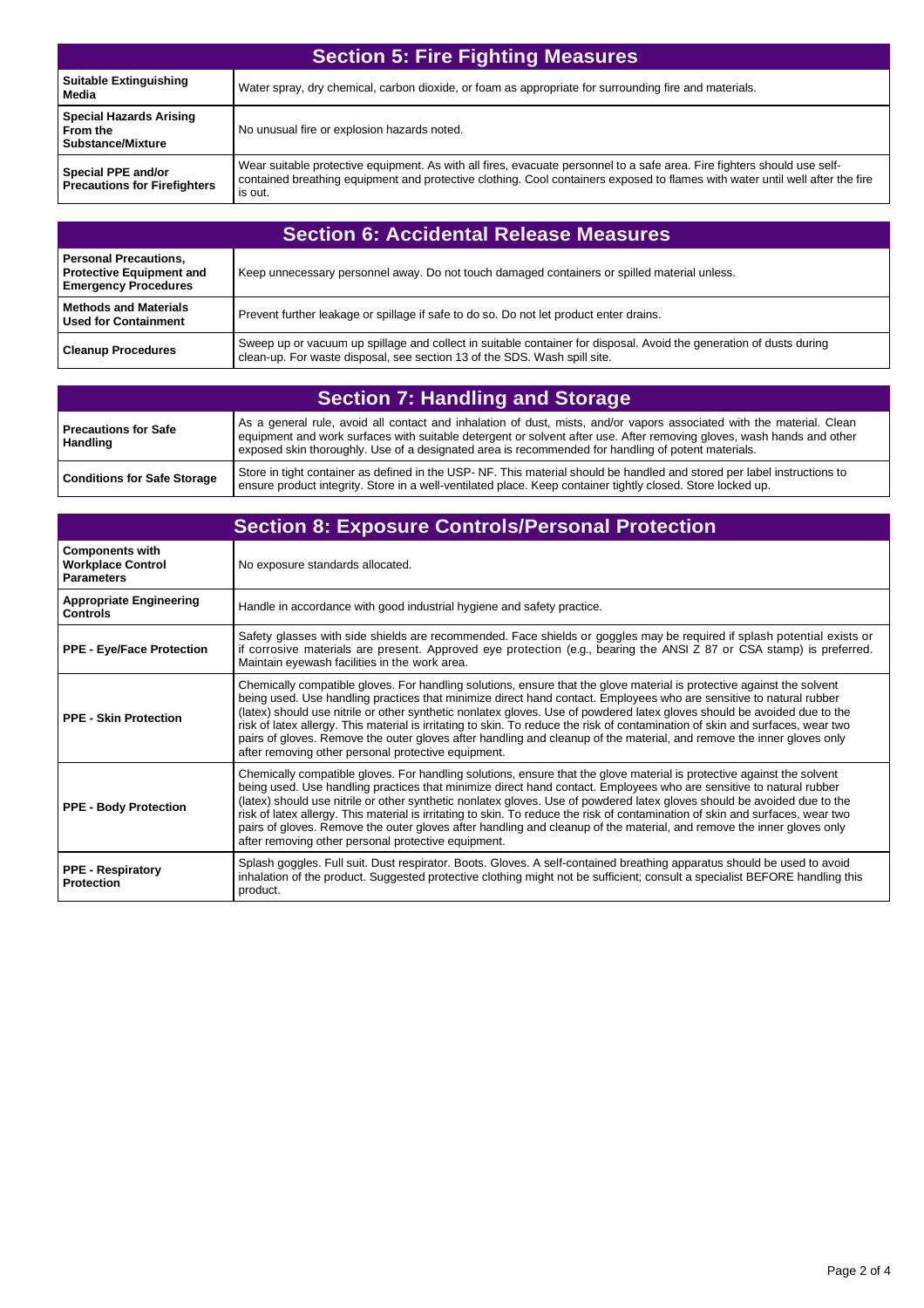## Section 5: Fire Fighting Measures

| | |
|---|---|
| **Suitable Extinguishing Media** | Water spray, dry chemical, carbon dioxide, or foam as appropriate for surrounding fire and materials. |
| **Special Hazards Arising From the Substance/Mixture** | No unusual fire or explosion hazards noted. |
| **Special PPE and/or Precautions for Firefighters** | Wear suitable protective equipment. As with all fires, evacuate personnel to a safe area. Fire fighters should use self-contained breathing equipment and protective clothing. Cool containers exposed to flames with water until well after the fire is out. |

## Section 6: Accidental Release Measures

| | |
|---|---|
| **Personal Precautions, Protective Equipment and Emergency Procedures** | Keep unnecessary personnel away. Do not touch damaged containers or spilled material unless. |
| **Methods and Materials Used for Containment** | Prevent further leakage or spillage if safe to do so. Do not let product enter drains. |
| **Cleanup Procedures** | Sweep up or vacuum up spillage and collect in suitable container for disposal. Avoid the generation of dusts during clean-up. For waste disposal, see section 13 of the SDS. Wash spill site. |

## Section 7: Handling and Storage

| | |
|---|---|
| **Precautions for Safe Handling** | As a general rule, avoid all contact and inhalation of dust, mists, and/or vapors associated with the material. Clean equipment and work surfaces with suitable detergent or solvent after use. After removing gloves, wash hands and other exposed skin thoroughly. Use of a designated area is recommended for handling of potent materials. |
| **Conditions for Safe Storage** | Store in tight container as defined in the USP- NF. This material should be handled and stored per label instructions to ensure product integrity. Store in a well-ventilated place. Keep container tightly closed. Store locked up. |

## Section 8: Exposure Controls/Personal Protection

| | |
|---|---|
| **Components with Workplace Control Parameters** | No exposure standards allocated. |
| **Appropriate Engineering Controls** | Handle in accordance with good industrial hygiene and safety practice. |
| **PPE - Eye/Face Protection** | Safety glasses with side shields are recommended. Face shields or goggles may be required if splash potential exists or if corrosive materials are present. Approved eye protection (e.g., bearing the ANSI Z 87 or CSA stamp) is preferred. Maintain eyewash facilities in the work area. |
| **PPE - Skin Protection** | Chemically compatible gloves. For handling solutions, ensure that the glove material is protective against the solvent being used. Use handling practices that minimize direct hand contact. Employees who are sensitive to natural rubber (latex) should use nitrile or other synthetic nonlatex gloves. Use of powdered latex gloves should be avoided due to the risk of latex allergy. This material is irritating to skin. To reduce the risk of contamination of skin and surfaces, wear two pairs of gloves. Remove the outer gloves after handling and cleanup of the material, and remove the inner gloves only after removing other personal protective equipment. |
| **PPE - Body Protection** | Chemically compatible gloves. For handling solutions, ensure that the glove material is protective against the solvent being used. Use handling practices that minimize direct hand contact. Employees who are sensitive to natural rubber (latex) should use nitrile or other synthetic nonlatex gloves. Use of powdered latex gloves should be avoided due to the risk of latex allergy. This material is irritating to skin. To reduce the risk of contamination of skin and surfaces, wear two pairs of gloves. Remove the outer gloves after handling and cleanup of the material, and remove the inner gloves only after removing other personal protective equipment. |
| **PPE - Respiratory Protection** | Splash goggles. Full suit. Dust respirator. Boots. Gloves. A self-contained breathing apparatus should be used to avoid inhalation of the product. Suggested protective clothing might not be sufficient; consult a specialist BEFORE handling this product. |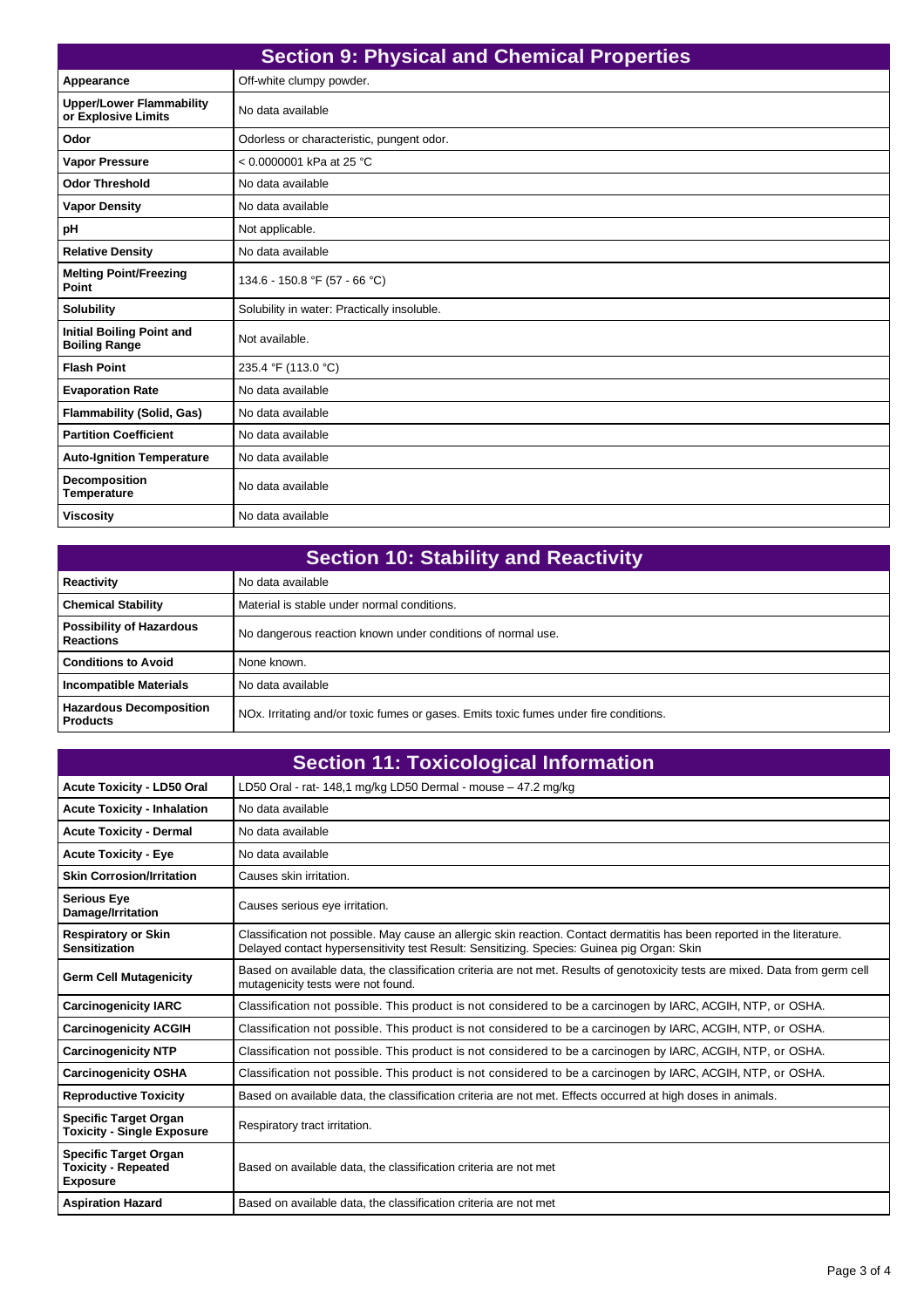## Section 9: Physical and Chemical Properties

| | |
|---|---|
| **Appearance** | Off-white clumpy powder. |
| **Upper/Lower Flammability or Explosive Limits** | No data available |
| **Odor** | Odorless or characteristic, pungent odor. |
| **Vapor Pressure** | < 0.0000001 kPa at 25 °C |
| **Odor Threshold** | No data available |
| **Vapor Density** | No data available |
| **pH** | Not applicable. |
| **Relative Density** | No data available |
| **Melting Point/Freezing Point** | 134.6 - 150.8 °F (57 - 66 °C) |
| **Solubility** | Solubility in water: Practically insoluble. |
| **Initial Boiling Point and Boiling Range** | Not available. |
| **Flash Point** | 235.4 °F (113.0 °C) |
| **Evaporation Rate** | No data available |
| **Flammability (Solid, Gas)** | No data available |
| **Partition Coefficient** | No data available |
| **Auto-Ignition Temperature** | No data available |
| **Decomposition Temperature** | No data available |
| **Viscosity** | No data available |

## Section 10: Stability and Reactivity

| | |
|---|---|
| **Reactivity** | No data available |
| **Chemical Stability** | Material is stable under normal conditions. |
| **Possibility of Hazardous Reactions** | No dangerous reaction known under conditions of normal use. |
| **Conditions to Avoid** | None known. |
| **Incompatible Materials** | No data available |
| **Hazardous Decomposition Products** | NOx. Irritating and/or toxic fumes or gases. Emits toxic fumes under fire conditions. |

## Section 11: Toxicological Information

| | |
|---|---|
| **Acute Toxicity - LD50 Oral** | LD50 Oral - rat- 148,1 mg/kg LD50 Dermal - mouse – 47.2 mg/kg |
| **Acute Toxicity - Inhalation** | No data available |
| **Acute Toxicity - Dermal** | No data available |
| **Acute Toxicity - Eye** | No data available |
| **Skin Corrosion/Irritation** | Causes skin irritation. |
| **Serious Eye Damage/Irritation** | Causes serious eye irritation. |
| **Respiratory or Skin Sensitization** | Classification not possible. May cause an allergic skin reaction. Contact dermatitis has been reported in the literature. Delayed contact hypersensitivity test Result: Sensitizing. Species: Guinea pig Organ: Skin |
| **Germ Cell Mutagenicity** | Based on available data, the classification criteria are not met. Results of genotoxicity tests are mixed. Data from germ cell mutagenicity tests were not found. |
| **Carcinogenicity IARC** | Classification not possible. This product is not considered to be a carcinogen by IARC, ACGIH, NTP, or OSHA. |
| **Carcinogenicity ACGIH** | Classification not possible. This product is not considered to be a carcinogen by IARC, ACGIH, NTP, or OSHA. |
| **Carcinogenicity NTP** | Classification not possible. This product is not considered to be a carcinogen by IARC, ACGIH, NTP, or OSHA. |
| **Carcinogenicity OSHA** | Classification not possible. This product is not considered to be a carcinogen by IARC, ACGIH, NTP, or OSHA. |
| **Reproductive Toxicity** | Based on available data, the classification criteria are not met. Effects occurred at high doses in animals. |
| **Specific Target Organ Toxicity - Single Exposure** | Respiratory tract irritation. |
| **Specific Target Organ Toxicity - Repeated Exposure** | Based on available data, the classification criteria are not met |
| **Aspiration Hazard** | Based on available data, the classification criteria are not met |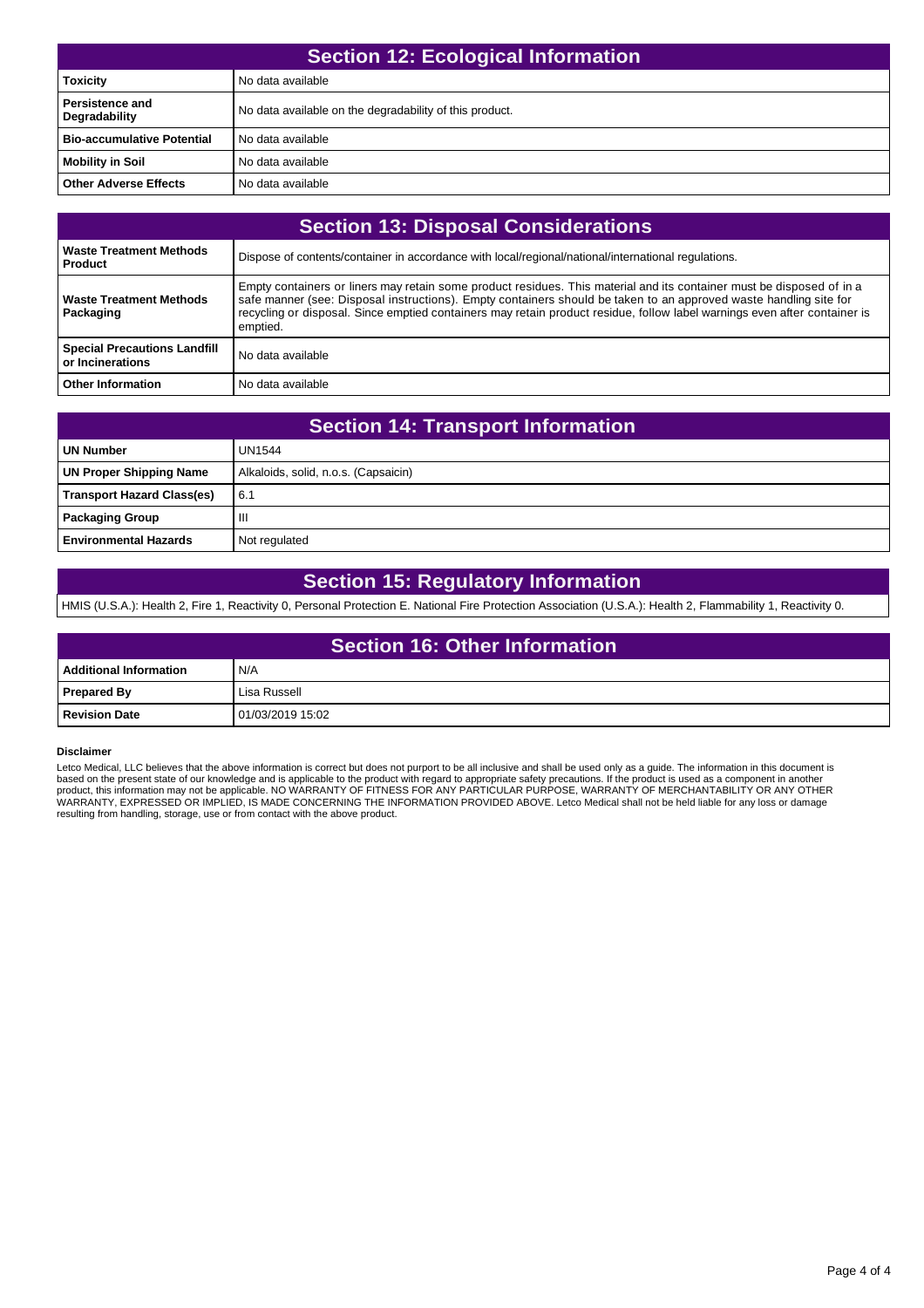## Section 12: Ecological Information

| | |
|---|---|
| **Toxicity** | No data available |
| **Persistence and Degradability** | No data available on the degradability of this product. |
| **Bio-accumulative Potential** | No data available |
| **Mobility in Soil** | No data available |
| **Other Adverse Effects** | No data available |

## Section 13: Disposal Considerations

| | |
|---|---|
| **Waste Treatment Methods Product** | Dispose of contents/container in accordance with local/regional/national/international regulations. |
| **Waste Treatment Methods Packaging** | Empty containers or liners may retain some product residues. This material and its container must be disposed of in a safe manner (see: Disposal instructions). Empty containers should be taken to an approved waste handling site for recycling or disposal. Since emptied containers may retain product residue, follow label warnings even after container is emptied. |
| **Special Precautions Landfill or Incinerations** | No data available |
| **Other Information** | No data available |

## Section 14: Transport Information

| | |
|---|---|
| **UN Number** | UN1544 |
| **UN Proper Shipping Name** | Alkaloids, solid, n.o.s. (Capsaicin) |
| **Transport Hazard Class(es)** | 6.1 |
| **Packaging Group** | III |
| **Environmental Hazards** | Not regulated |

## Section 15: Regulatory Information

HMIS (U.S.A.): Health 2, Fire 1, Reactivity 0, Personal Protection E. National Fire Protection Association (U.S.A.): Health 2, Flammability 1, Reactivity 0.

## Section 16: Other Information

| | |
|---|---|
| **Additional Information** | N/A |
| **Prepared By** | Lisa Russell |
| **Revision Date** | 01/03/2019 15:02 |

**Disclaimer**

Letco Medical, LLC believes that the above information is correct but does not purport to be all inclusive and shall be used only as a guide. The information in this document is based on the present state of our knowledge and is applicable to the product with regard to appropriate safety precautions. If the product is used as a component in another product, this information may not be applicable. NO WARRANTY OF FITNESS FOR ANY PARTICULAR PURPOSE, WARRANTY OF MERCHANTABILITY OR ANY OTHER WARRANTY, EXPRESSED OR IMPLIED, IS MADE CONCERNING THE INFORMATION PROVIDED ABOVE. Letco Medical shall not be held liable for any loss or damage resulting from handling, storage, use or from contact with the above product.